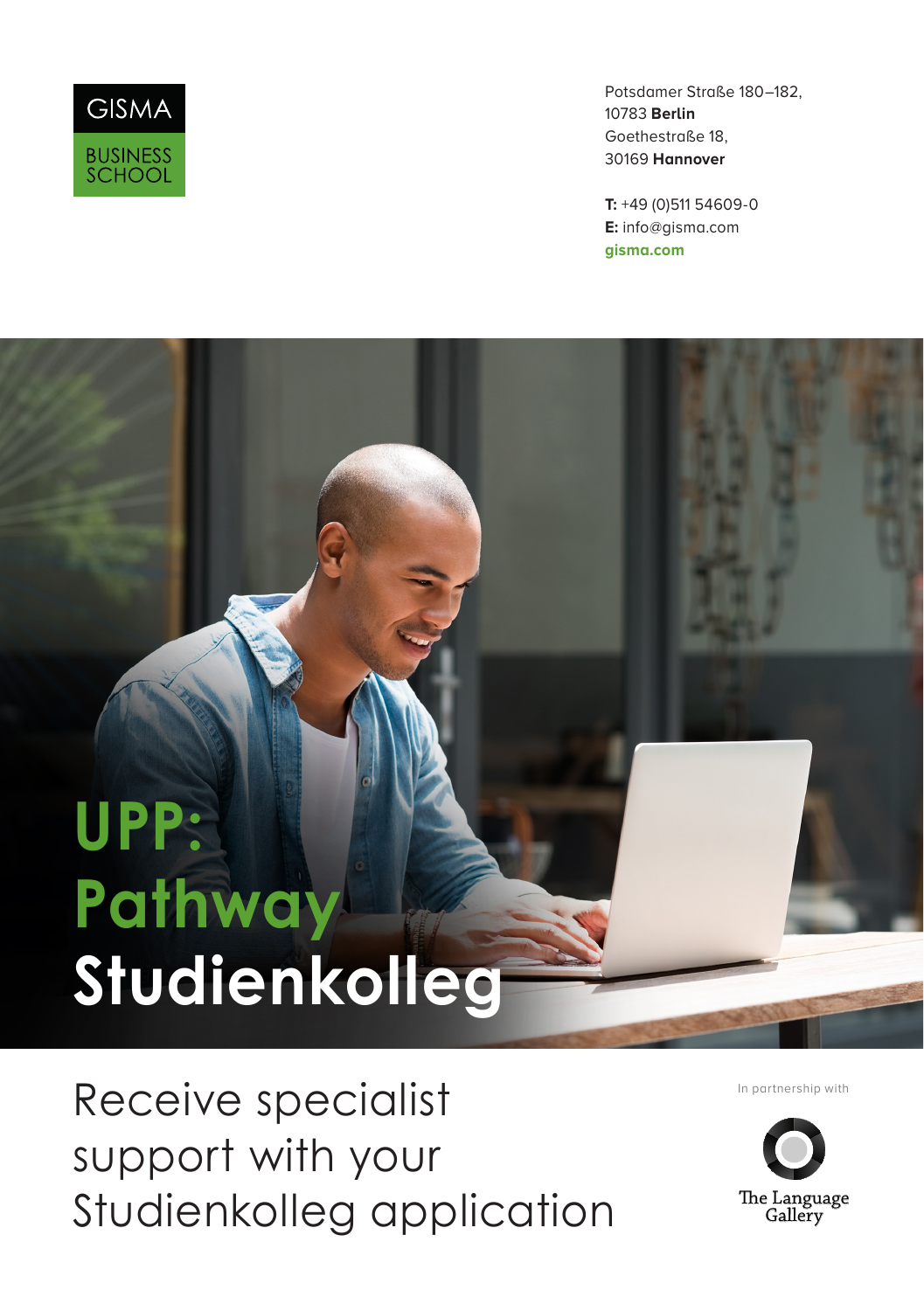GISMA

BUSINESS SCHOOL

Potsdamer Straße 180–182,
10783 **Berlin**
Goethestraße 18,
30169 **Hannover**

**T:** +49 (0)511 54609-0
**E:** info@gisma.com
**gisma.com**

# UPP: Pathway Studienkolleg

## Receive specialist support with your Studienkolleg application

In partnership with

The Language Gallery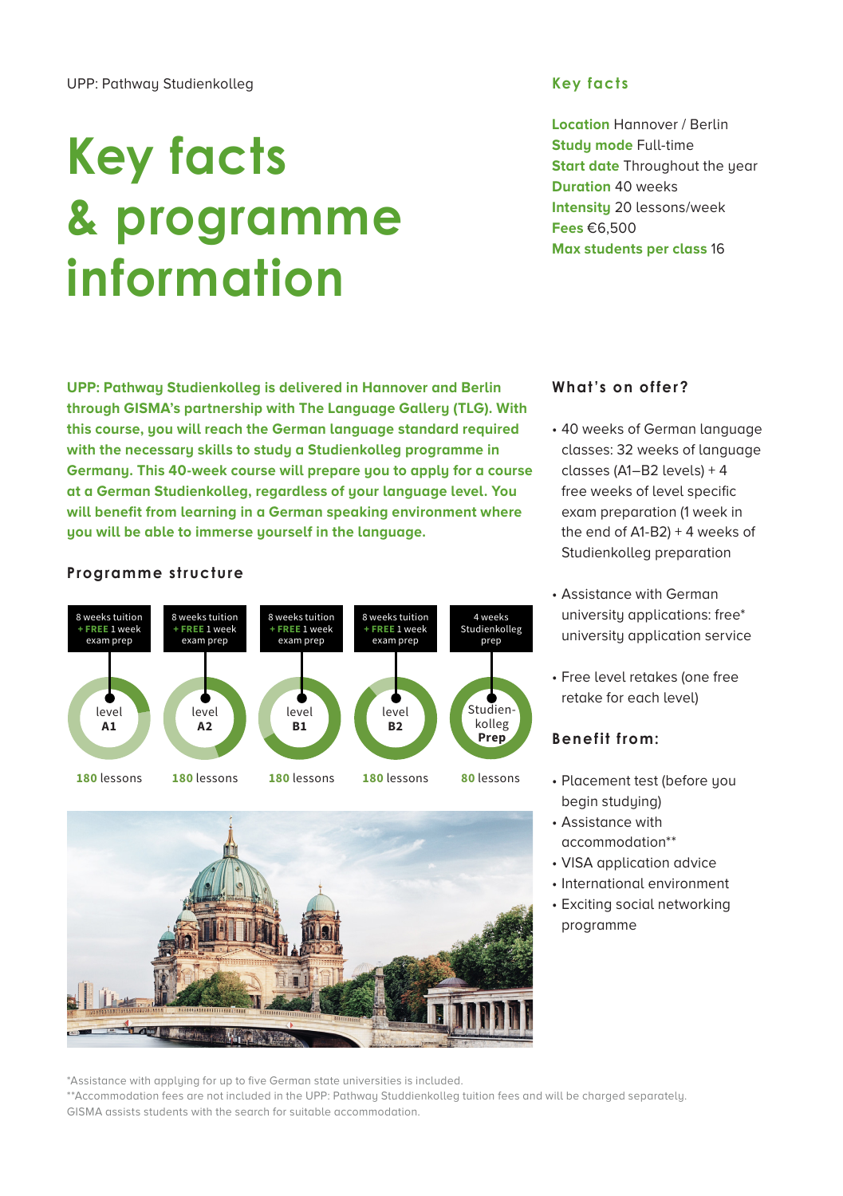UPP: Pathway Studienkolleg

# Key facts & programme information

## Key facts

**Location** Hannover / Berlin
**Study mode** Full-time
**Start date** Throughout the year
**Duration** 40 weeks
**Intensity** 20 lessons/week
**Fees** €6,500
**Max students per class** 16

**UPP: Pathway Studienkolleg is delivered in Hannover and Berlin through GISMA's partnership with The Language Gallery (TLG). With this course, you will reach the German language standard required with the necessary skills to study a Studienkolleg programme in Germany. This 40-week course will prepare you to apply for a course at a German Studienkolleg, regardless of your language level. You will benefit from learning in a German speaking environment where you will be able to immerse yourself in the language.**

### Programme structure

8 weeks tuition + FREE 1 week exam prep
level A1
180 lessons

8 weeks tuition + FREE 1 week exam prep
level A2
180 lessons

8 weeks tuition + FREE 1 week exam prep
level B1
180 lessons

8 weeks tuition + FREE 1 week exam prep
level B2
180 lessons

4 weeks Studienkolleg prep
Studienkolleg Prep
80 lessons

### What's on offer?

- 40 weeks of German language classes: 32 weeks of language classes (A1–B2 levels) + 4 free weeks of level specific exam preparation (1 week in the end of A1-B2) + 4 weeks of Studienkolleg preparation
- Assistance with German university applications: free* university application service
- Free level retakes (one free retake for each level)

### Benefit from:

- Placement test (before you begin studying)
- Assistance with accommodation**
- VISA application advice
- International environment
- Exciting social networking programme

*Assistance with applying for up to five German state universities is included.
**Accommodation fees are not included in the UPP: Pathway Studdienkolleg tuition fees and will be charged separately. GISMA assists students with the search for suitable accommodation.